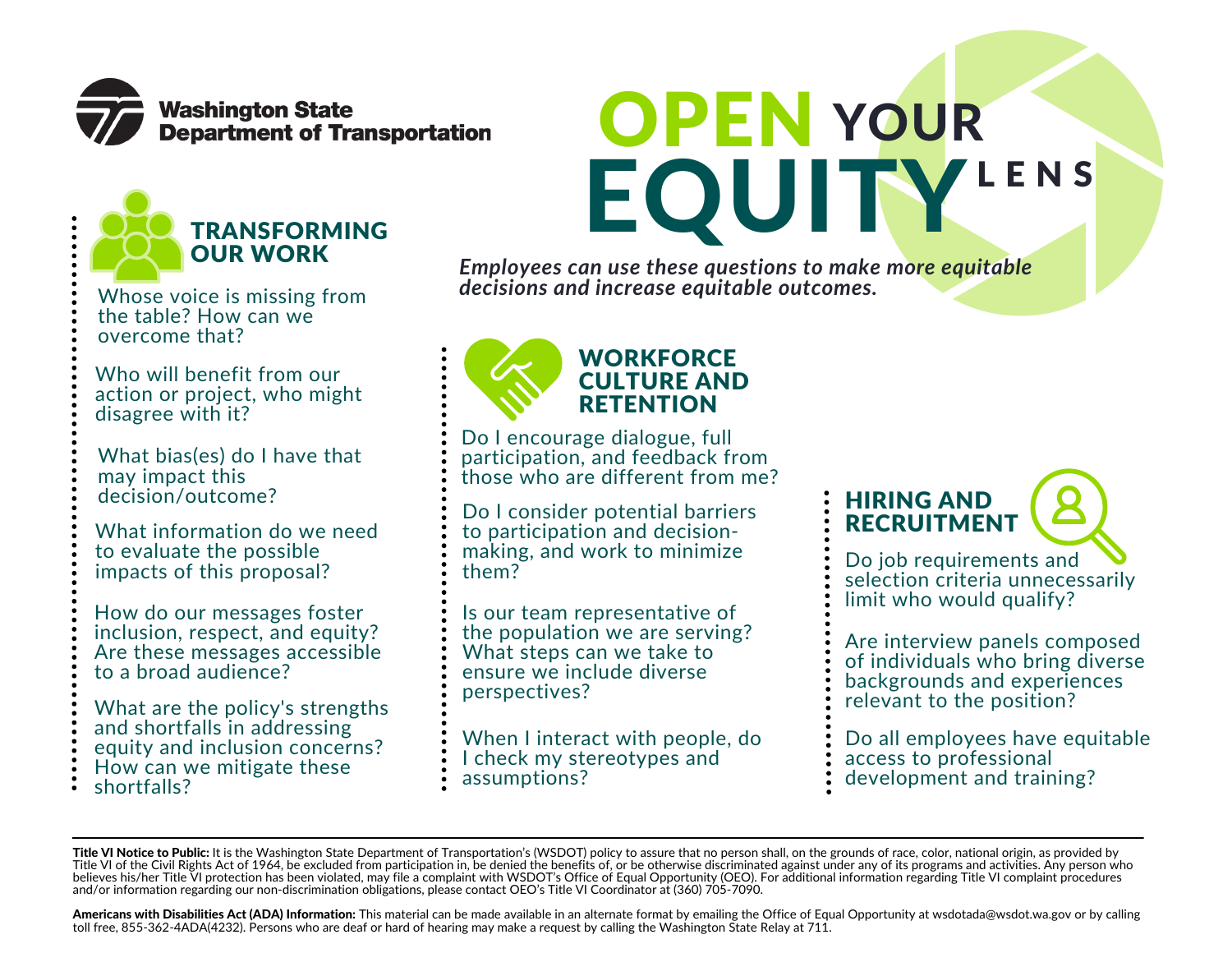Washington State Department of Transportation

# OPEN YOUR EQUITY LENS

*Employees can use these questions to make more equitable decisions and increase equitable outcomes.*

## TRANSFORMING OUR WORK

Whose voice is missing from the table? How can we overcome that?

Who will benefit from our action or project, who might disagree with it?

What bias(es) do I have that may impact this decision/outcome?

What information do we need to evaluate the possible impacts of this proposal?

How do our messages foster inclusion, respect, and equity? Are these messages accessible to a broad audience?

What are the policy's strengths and shortfalls in addressing equity and inclusion concerns? How can we mitigate these shortfalls?

## WORKFORCE CULTURE AND RETENTION

Do I encourage dialogue, full participation, and feedback from those who are different from me?

Do I consider potential barriers to participation and decision-making, and work to minimize them?

Is our team representative of the population we are serving? What steps can we take to ensure we include diverse perspectives?

When I interact with people, do I check my stereotypes and assumptions?

## HIRING AND RECRUITMENT

Do job requirements and selection criteria unnecessarily limit who would qualify?

Are interview panels composed of individuals who bring diverse backgrounds and experiences relevant to the position?

Do all employees have equitable access to professional development and training?

---

**Title VI Notice to Public:** It is the Washington State Department of Transportation's (WSDOT) policy to assure that no person shall, on the grounds of race, color, national origin, as provided by Title VI of the Civil Rights Act of 1964, be excluded from participation in, be denied the benefits of, or be otherwise discriminated against under any of its programs and activities. Any person who believes his/her Title VI protection has been violated, may file a complaint with WSDOT's Office of Equal Opportunity (OEO). For additional information regarding Title VI complaint procedures and/or information regarding our non-discrimination obligations, please contact OEO's Title VI Coordinator at (360) 705-7090.

**Americans with Disabilities Act (ADA) Information:** This material can be made available in an alternate format by emailing the Office of Equal Opportunity at wsdotada@wsdot.wa.gov or by calling toll free, 855-362-4ADA(4232). Persons who are deaf or hard of hearing may make a request by calling the Washington State Relay at 711.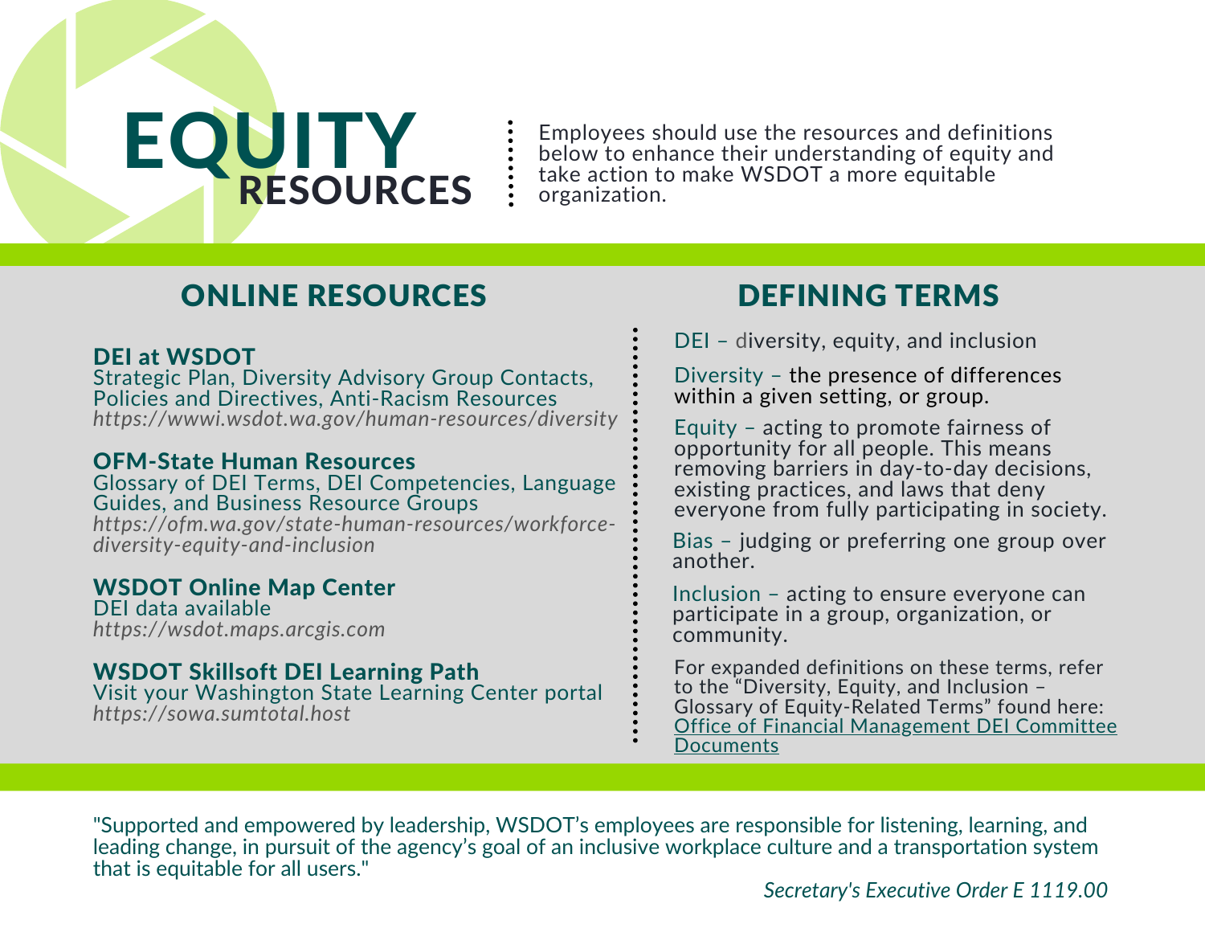# EQUITY RESOURCES

Employees should use the resources and definitions below to enhance their understanding of equity and take action to make WSDOT a more equitable organization.

## ONLINE RESOURCES

**DEI at WSDOT**
Strategic Plan, Diversity Advisory Group Contacts, Policies and Directives, Anti-Racism Resources
*https://wwwi.wsdot.wa.gov/human-resources/diversity*

**OFM-State Human Resources**
Glossary of DEI Terms, DEI Competencies, Language Guides, and Business Resource Groups
*https://ofm.wa.gov/state-human-resources/workforce-diversity-equity-and-inclusion*

**WSDOT Online Map Center**
DEI data available
*https://wsdot.maps.arcgis.com*

**WSDOT Skillsoft DEI Learning Path**
Visit your Washington State Learning Center portal
*https://sowa.sumtotal.host*

## DEFINING TERMS

DEI – diversity, equity, and inclusion

Diversity – the presence of differences within a given setting, or group.

Equity – acting to promote fairness of opportunity for all people. This means removing barriers in day-to-day decisions, existing practices, and laws that deny everyone from fully participating in society.

Bias – judging or preferring one group over another.

Inclusion – acting to ensure everyone can participate in a group, organization, or community.

For expanded definitions on these terms, refer to the “Diversity, Equity, and Inclusion – Glossary of Equity-Related Terms” found here: Office of Financial Management DEI Committee Documents

"Supported and empowered by leadership, WSDOT’s employees are responsible for listening, learning, and leading change, in pursuit of the agency’s goal of an inclusive workplace culture and a transportation system that is equitable for all users."

*Secretary's Executive Order E 1119.00*